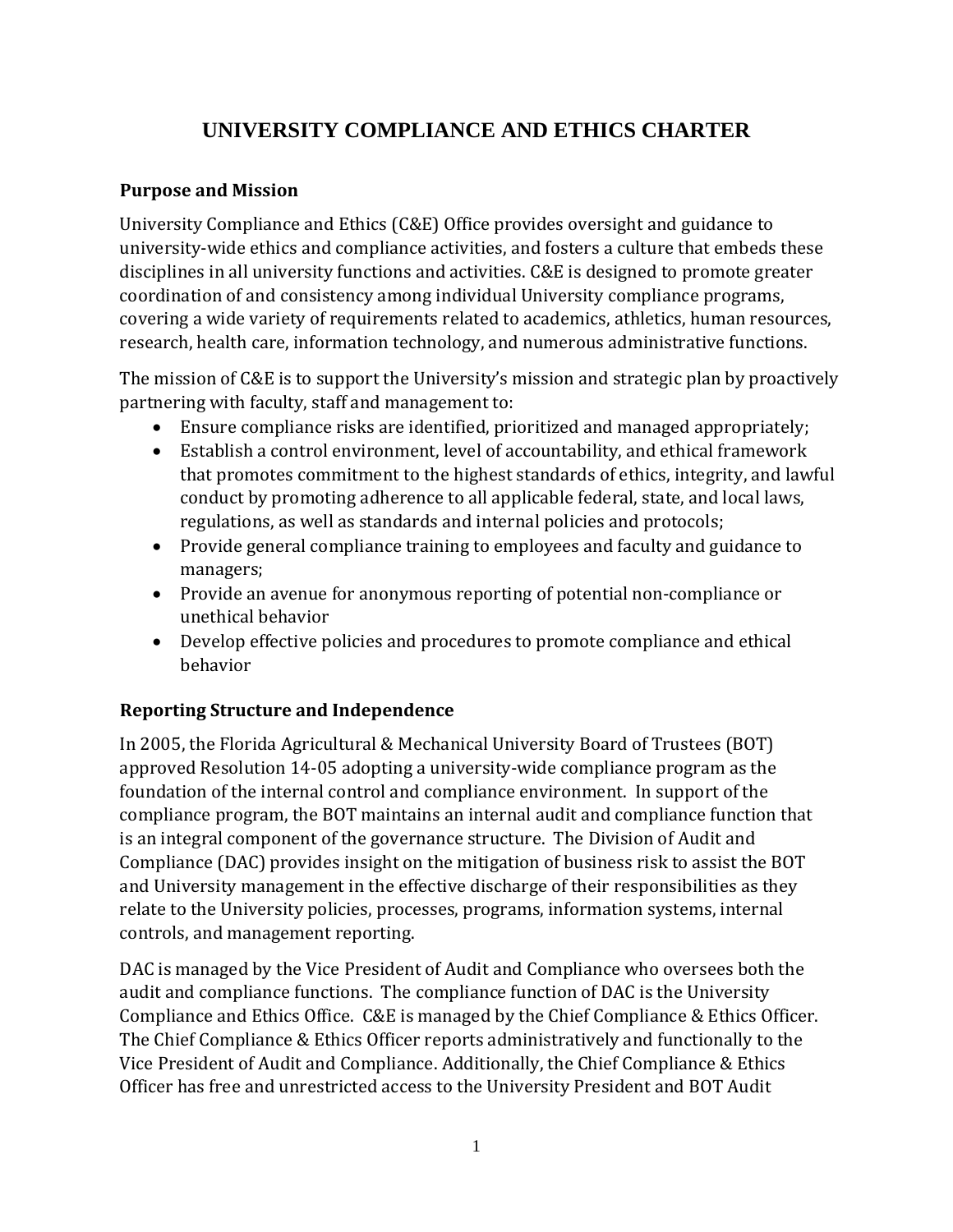# UNIVERSITY COMPLIANCE AND ETHICS CHARTER

## Purpose and Mission

University Compliance and Ethics (C&E) Office provides oversight and guidance to university-wide ethics and compliance activities, and fosters a culture that embeds these disciplines in all university functions and activities. C&E is designed to promote greater coordination of and consistency among individual University compliance programs, covering a wide variety of requirements related to academics, athletics, human resources, research, health care, information technology, and numerous administrative functions.

The mission of C&E is to support the University's mission and strategic plan by proactively partnering with faculty, staff and management to:

- Ensure compliance risks are identified, prioritized and managed appropriately;
- Establish a control environment, level of accountability, and ethical framework that promotes commitment to the highest standards of ethics, integrity, and lawful conduct by promoting adherence to all applicable federal, state, and local laws, regulations, as well as standards and internal policies and protocols;
- Provide general compliance training to employees and faculty and guidance to managers;
- Provide an avenue for anonymous reporting of potential non-compliance or unethical behavior
- Develop effective policies and procedures to promote compliance and ethical behavior

## Reporting Structure and Independence

In 2005, the Florida Agricultural & Mechanical University Board of Trustees (BOT) approved Resolution 14-05 adopting a university-wide compliance program as the foundation of the internal control and compliance environment. In support of the compliance program, the BOT maintains an internal audit and compliance function that is an integral component of the governance structure. The Division of Audit and Compliance (DAC) provides insight on the mitigation of business risk to assist the BOT and University management in the effective discharge of their responsibilities as they relate to the University policies, processes, programs, information systems, internal controls, and management reporting.

DAC is managed by the Vice President of Audit and Compliance who oversees both the audit and compliance functions. The compliance function of DAC is the University Compliance and Ethics Office. C&E is managed by the Chief Compliance & Ethics Officer. The Chief Compliance & Ethics Officer reports administratively and functionally to the Vice President of Audit and Compliance. Additionally, the Chief Compliance & Ethics Officer has free and unrestricted access to the University President and BOT Audit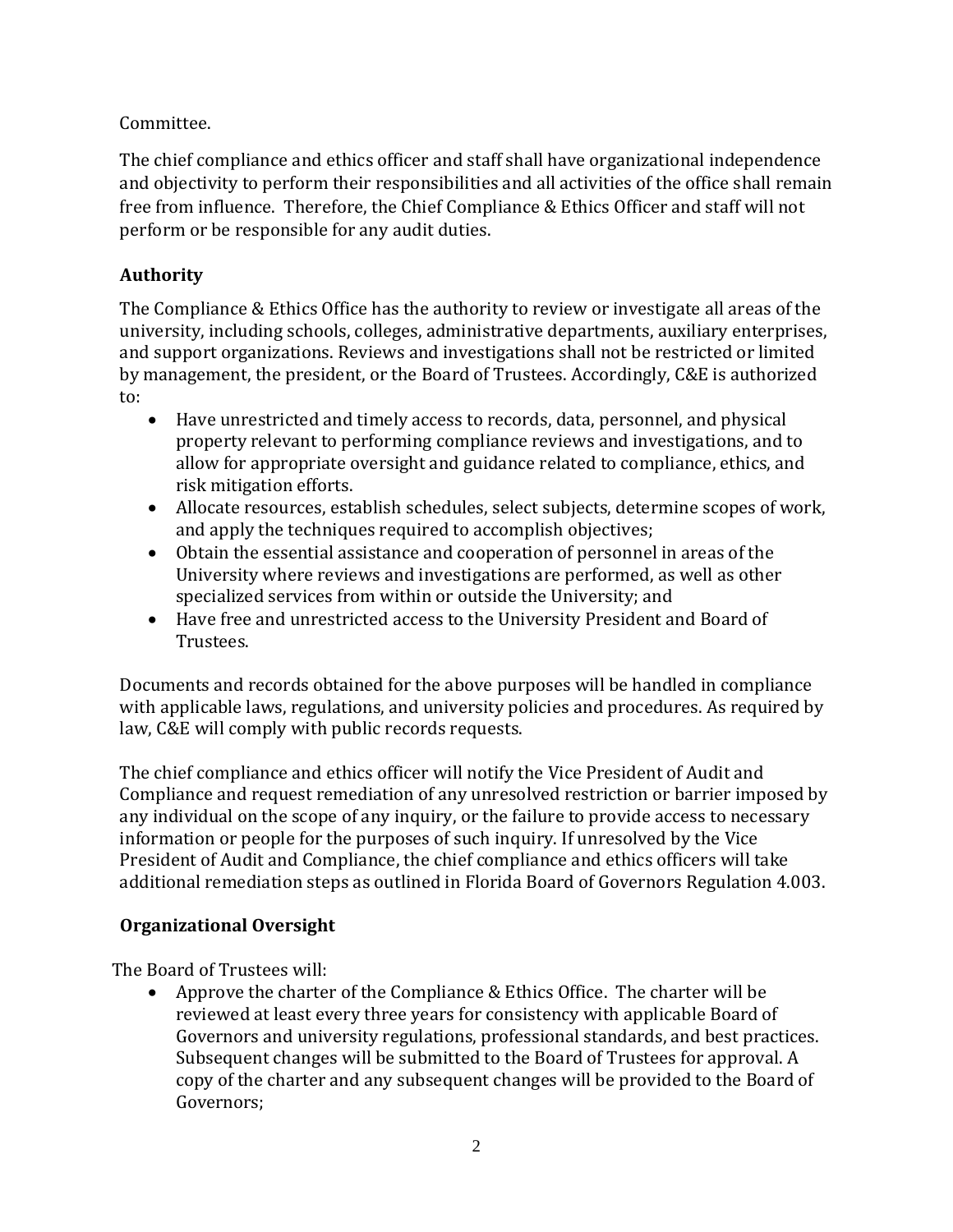Committee.

The chief compliance and ethics officer and staff shall have organizational independence and objectivity to perform their responsibilities and all activities of the office shall remain free from influence. Therefore, the Chief Compliance & Ethics Officer and staff will not perform or be responsible for any audit duties.

## Authority

The Compliance & Ethics Office has the authority to review or investigate all areas of the university, including schools, colleges, administrative departments, auxiliary enterprises, and support organizations. Reviews and investigations shall not be restricted or limited by management, the president, or the Board of Trustees. Accordingly, C&E is authorized to:

- Have unrestricted and timely access to records, data, personnel, and physical property relevant to performing compliance reviews and investigations, and to allow for appropriate oversight and guidance related to compliance, ethics, and risk mitigation efforts.
- Allocate resources, establish schedules, select subjects, determine scopes of work, and apply the techniques required to accomplish objectives;
- Obtain the essential assistance and cooperation of personnel in areas of the University where reviews and investigations are performed, as well as other specialized services from within or outside the University; and
- Have free and unrestricted access to the University President and Board of Trustees.

Documents and records obtained for the above purposes will be handled in compliance with applicable laws, regulations, and university policies and procedures. As required by law, C&E will comply with public records requests.

The chief compliance and ethics officer will notify the Vice President of Audit and Compliance and request remediation of any unresolved restriction or barrier imposed by any individual on the scope of any inquiry, or the failure to provide access to necessary information or people for the purposes of such inquiry. If unresolved by the Vice President of Audit and Compliance, the chief compliance and ethics officers will take additional remediation steps as outlined in Florida Board of Governors Regulation 4.003.

## Organizational Oversight

The Board of Trustees will:

- Approve the charter of the Compliance & Ethics Office. The charter will be reviewed at least every three years for consistency with applicable Board of Governors and university regulations, professional standards, and best practices. Subsequent changes will be submitted to the Board of Trustees for approval. A copy of the charter and any subsequent changes will be provided to the Board of Governors;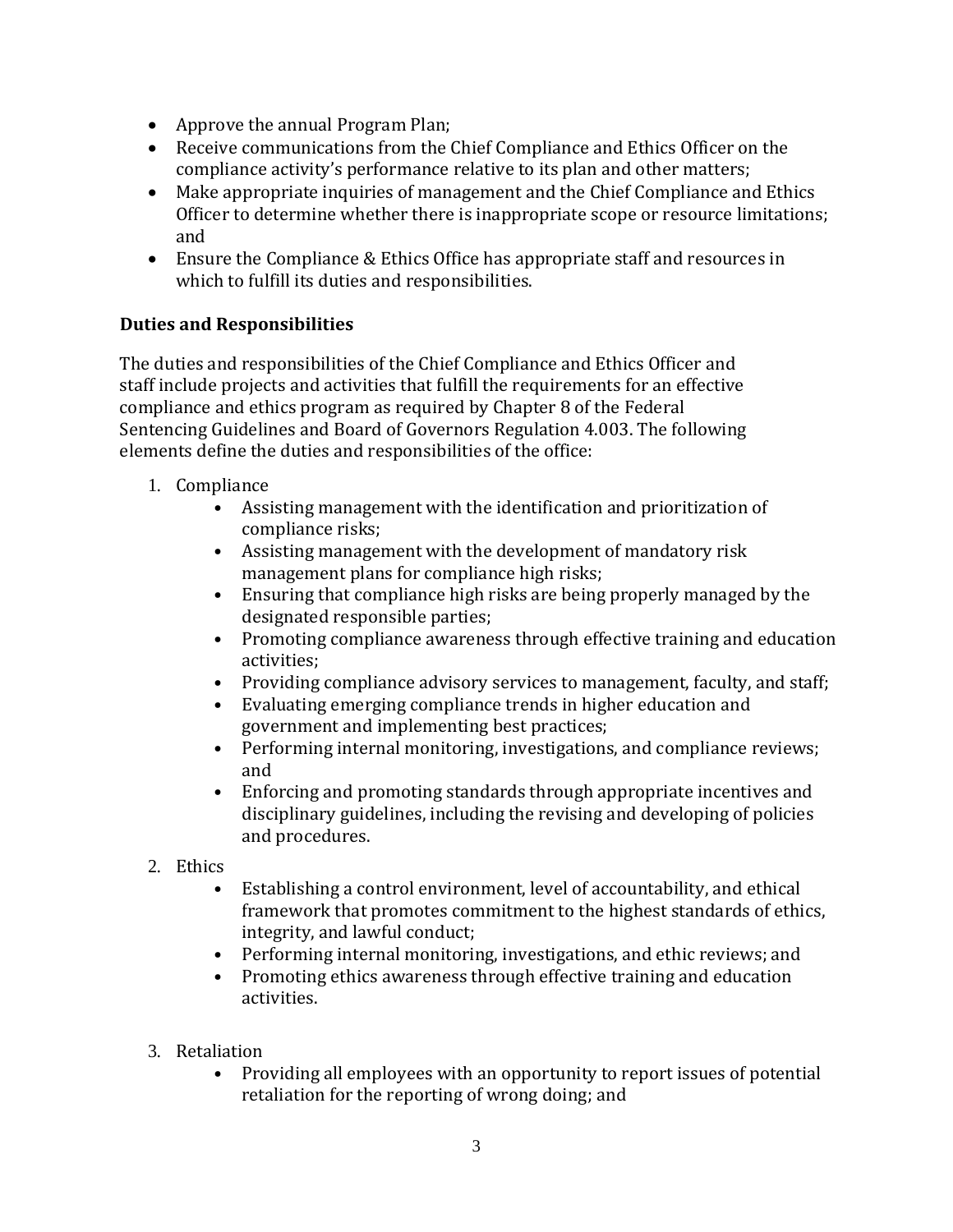- Approve the annual Program Plan;
- Receive communications from the Chief Compliance and Ethics Officer on the compliance activity's performance relative to its plan and other matters;
- Make appropriate inquiries of management and the Chief Compliance and Ethics Officer to determine whether there is inappropriate scope or resource limitations; and
- Ensure the Compliance & Ethics Office has appropriate staff and resources in which to fulfill its duties and responsibilities.

**Duties and Responsibilities**

The duties and responsibilities of the Chief Compliance and Ethics Officer and staff include projects and activities that fulfill the requirements for an effective compliance and ethics program as required by Chapter 8 of the Federal Sentencing Guidelines and Board of Governors Regulation 4.003. The following elements define the duties and responsibilities of the office:

1. Compliance
    - Assisting management with the identification and prioritization of compliance risks;
    - Assisting management with the development of mandatory risk management plans for compliance high risks;
    - Ensuring that compliance high risks are being properly managed by the designated responsible parties;
    - Promoting compliance awareness through effective training and education activities;
    - Providing compliance advisory services to management, faculty, and staff;
    - Evaluating emerging compliance trends in higher education and government and implementing best practices;
    - Performing internal monitoring, investigations, and compliance reviews; and
    - Enforcing and promoting standards through appropriate incentives and disciplinary guidelines, including the revising and developing of policies and procedures.
2. Ethics
    - Establishing a control environment, level of accountability, and ethical framework that promotes commitment to the highest standards of ethics, integrity, and lawful conduct;
    - Performing internal monitoring, investigations, and ethic reviews; and
    - Promoting ethics awareness through effective training and education activities.
3. Retaliation
    - Providing all employees with an opportunity to report issues of potential retaliation for the reporting of wrong doing; and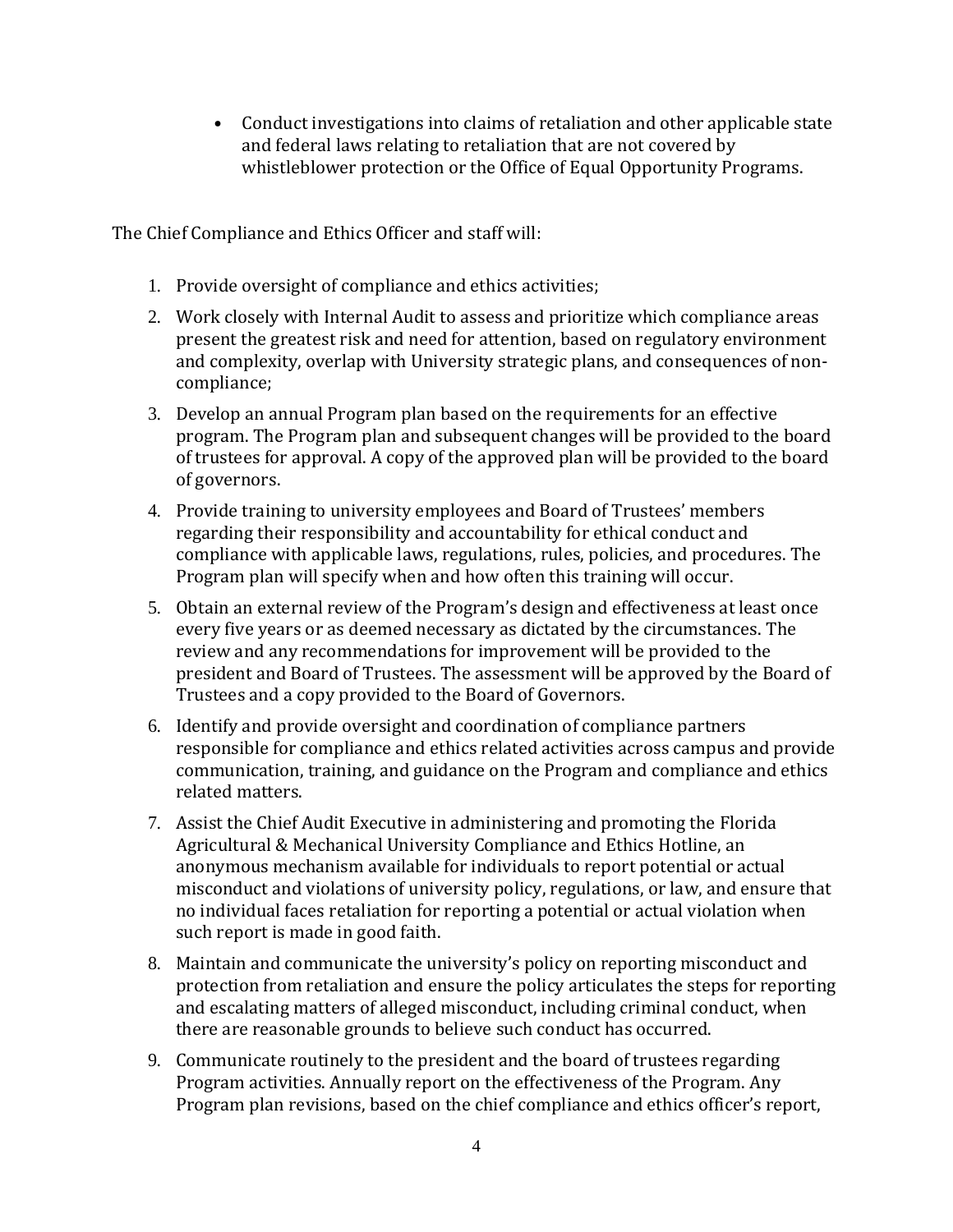- Conduct investigations into claims of retaliation and other applicable state and federal laws relating to retaliation that are not covered by whistleblower protection or the Office of Equal Opportunity Programs.

The Chief Compliance and Ethics Officer and staff will:

1. Provide oversight of compliance and ethics activities;
2. Work closely with Internal Audit to assess and prioritize which compliance areas present the greatest risk and need for attention, based on regulatory environment and complexity, overlap with University strategic plans, and consequences of non-compliance;
3. Develop an annual Program plan based on the requirements for an effective program. The Program plan and subsequent changes will be provided to the board of trustees for approval. A copy of the approved plan will be provided to the board of governors.
4. Provide training to university employees and Board of Trustees' members regarding their responsibility and accountability for ethical conduct and compliance with applicable laws, regulations, rules, policies, and procedures. The Program plan will specify when and how often this training will occur.
5. Obtain an external review of the Program's design and effectiveness at least once every five years or as deemed necessary as dictated by the circumstances. The review and any recommendations for improvement will be provided to the president and Board of Trustees. The assessment will be approved by the Board of Trustees and a copy provided to the Board of Governors.
6. Identify and provide oversight and coordination of compliance partners responsible for compliance and ethics related activities across campus and provide communication, training, and guidance on the Program and compliance and ethics related matters.
7. Assist the Chief Audit Executive in administering and promoting the Florida Agricultural & Mechanical University Compliance and Ethics Hotline, an anonymous mechanism available for individuals to report potential or actual misconduct and violations of university policy, regulations, or law, and ensure that no individual faces retaliation for reporting a potential or actual violation when such report is made in good faith.
8. Maintain and communicate the university's policy on reporting misconduct and protection from retaliation and ensure the policy articulates the steps for reporting and escalating matters of alleged misconduct, including criminal conduct, when there are reasonable grounds to believe such conduct has occurred.
9. Communicate routinely to the president and the board of trustees regarding Program activities. Annually report on the effectiveness of the Program. Any Program plan revisions, based on the chief compliance and ethics officer's report,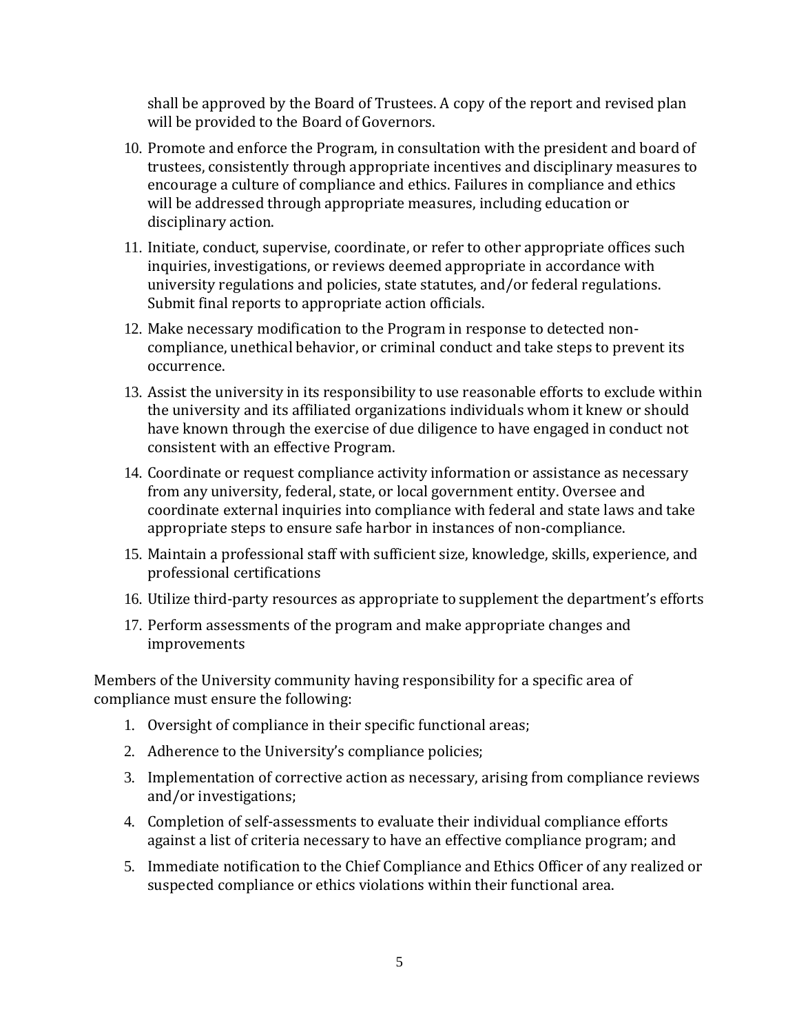shall be approved by the Board of Trustees. A copy of the report and revised plan will be provided to the Board of Governors.

10. Promote and enforce the Program, in consultation with the president and board of trustees, consistently through appropriate incentives and disciplinary measures to encourage a culture of compliance and ethics. Failures in compliance and ethics will be addressed through appropriate measures, including education or disciplinary action.
11. Initiate, conduct, supervise, coordinate, or refer to other appropriate offices such inquiries, investigations, or reviews deemed appropriate in accordance with university regulations and policies, state statutes, and/or federal regulations. Submit final reports to appropriate action officials.
12. Make necessary modification to the Program in response to detected non-compliance, unethical behavior, or criminal conduct and take steps to prevent its occurrence.
13. Assist the university in its responsibility to use reasonable efforts to exclude within the university and its affiliated organizations individuals whom it knew or should have known through the exercise of due diligence to have engaged in conduct not consistent with an effective Program.
14. Coordinate or request compliance activity information or assistance as necessary from any university, federal, state, or local government entity. Oversee and coordinate external inquiries into compliance with federal and state laws and take appropriate steps to ensure safe harbor in instances of non-compliance.
15. Maintain a professional staff with sufficient size, knowledge, skills, experience, and professional certifications
16. Utilize third-party resources as appropriate to supplement the department's efforts
17. Perform assessments of the program and make appropriate changes and improvements

Members of the University community having responsibility for a specific area of compliance must ensure the following:

1. Oversight of compliance in their specific functional areas;
2. Adherence to the University's compliance policies;
3. Implementation of corrective action as necessary, arising from compliance reviews and/or investigations;
4. Completion of self-assessments to evaluate their individual compliance efforts against a list of criteria necessary to have an effective compliance program; and
5. Immediate notification to the Chief Compliance and Ethics Officer of any realized or suspected compliance or ethics violations within their functional area.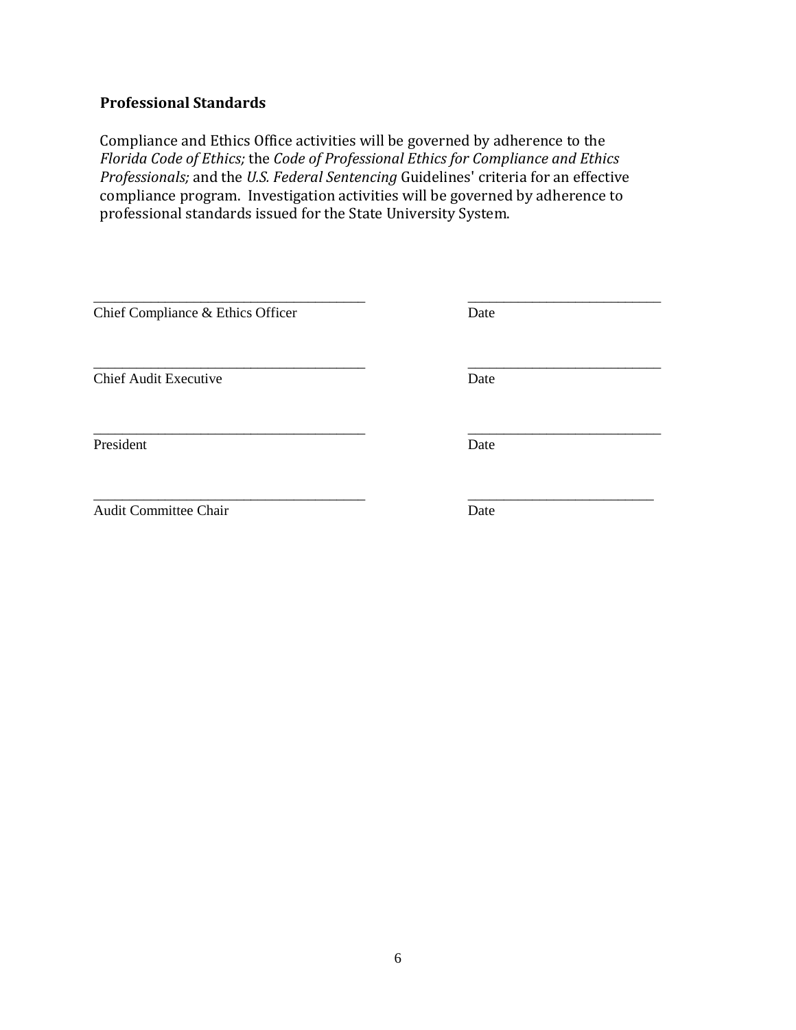**Professional Standards**

Compliance and Ethics Office activities will be governed by adherence to the *Florida Code of Ethics;* the *Code of Professional Ethics for Compliance and Ethics Professionals;* and the *U.S. Federal Sentencing* Guidelines' criteria for an effective compliance program. Investigation activities will be governed by adherence to professional standards issued for the State University System.

| | |
|---|---|
| ________________________________________ | ____________________________ |
| Chief Compliance & Ethics Officer | Date |
| ________________________________________ | ____________________________ |
| Chief Audit Executive | Date |
| ________________________________________ | ____________________________ |
| President | Date |
| ________________________________________ | ____________________________ |
| Audit Committee Chair | Date |